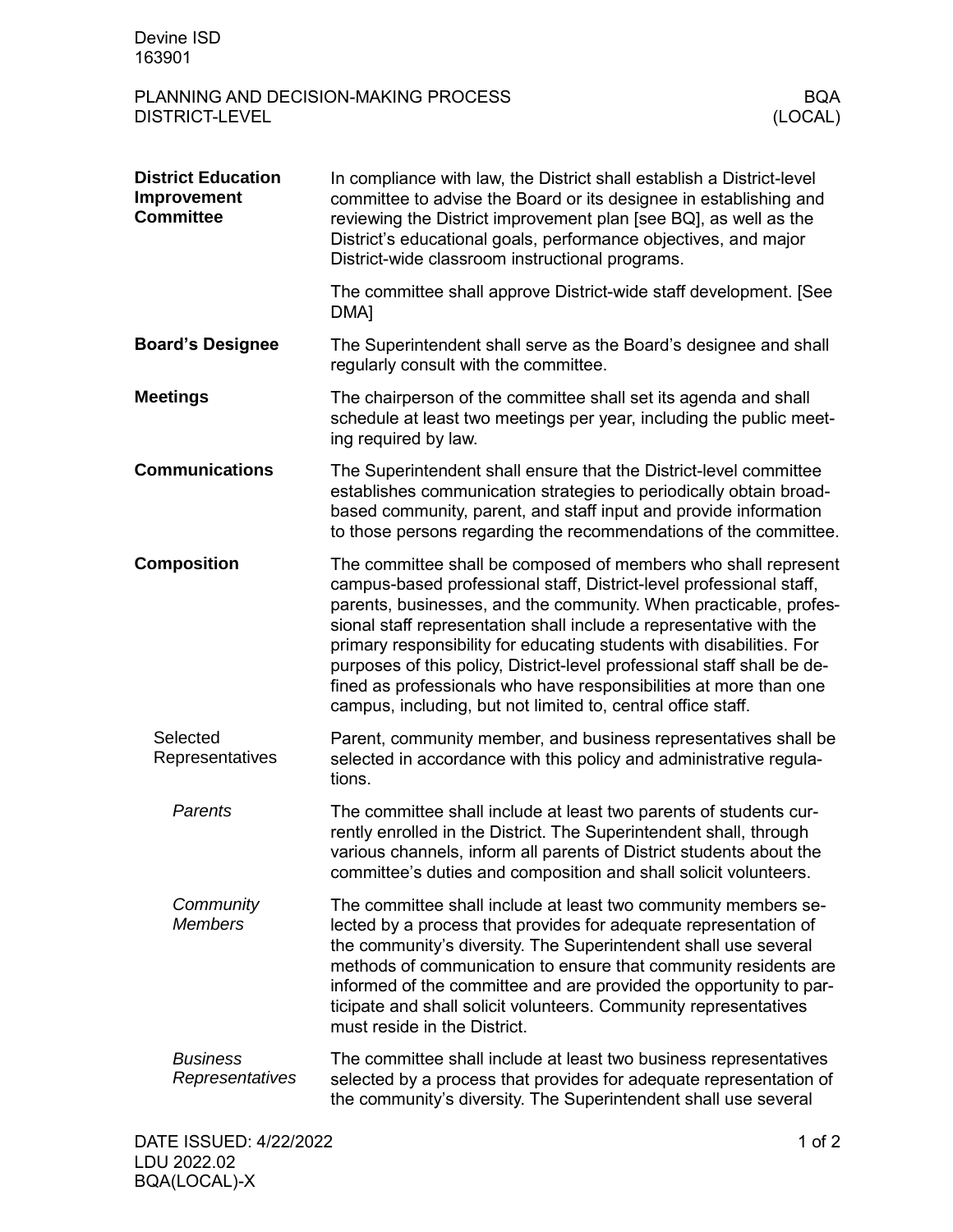# PLANNING AND DECISION-MAKING PROCESS DISTRICT-LEVEL

## District Education Improvement Committee

In compliance with law, the District shall establish a District-level committee to advise the Board or its designee in establishing and reviewing the District improvement plan [see BQ], as well as the District's educational goals, performance objectives, and major District-wide classroom instructional programs.

The committee shall approve District-wide staff development. [See DMA]

## Board's Designee

The Superintendent shall serve as the Board's designee and shall regularly consult with the committee.

## Meetings

The chairperson of the committee shall set its agenda and shall schedule at least two meetings per year, including the public meeting required by law.

## Communications

The Superintendent shall ensure that the District-level committee establishes communication strategies to periodically obtain broad-based community, parent, and staff input and provide information to those persons regarding the recommendations of the committee.

## Composition

The committee shall be composed of members who shall represent campus-based professional staff, District-level professional staff, parents, businesses, and the community. When practicable, professional staff representation shall include a representative with the primary responsibility for educating students with disabilities. For purposes of this policy, District-level professional staff shall be defined as professionals who have responsibilities at more than one campus, including, but not limited to, central office staff.

### Selected Representatives

Parent, community member, and business representatives shall be selected in accordance with this policy and administrative regulations.

#### *Parents*

The committee shall include at least two parents of students currently enrolled in the District. The Superintendent shall, through various channels, inform all parents of District students about the committee's duties and composition and shall solicit volunteers.

#### *Community Members*

The committee shall include at least two community members selected by a process that provides for adequate representation of the community's diversity. The Superintendent shall use several methods of communication to ensure that community residents are informed of the committee and are provided the opportunity to participate and shall solicit volunteers. Community representatives must reside in the District.

#### *Business Representatives*

The committee shall include at least two business representatives selected by a process that provides for adequate representation of the community's diversity. The Superintendent shall use several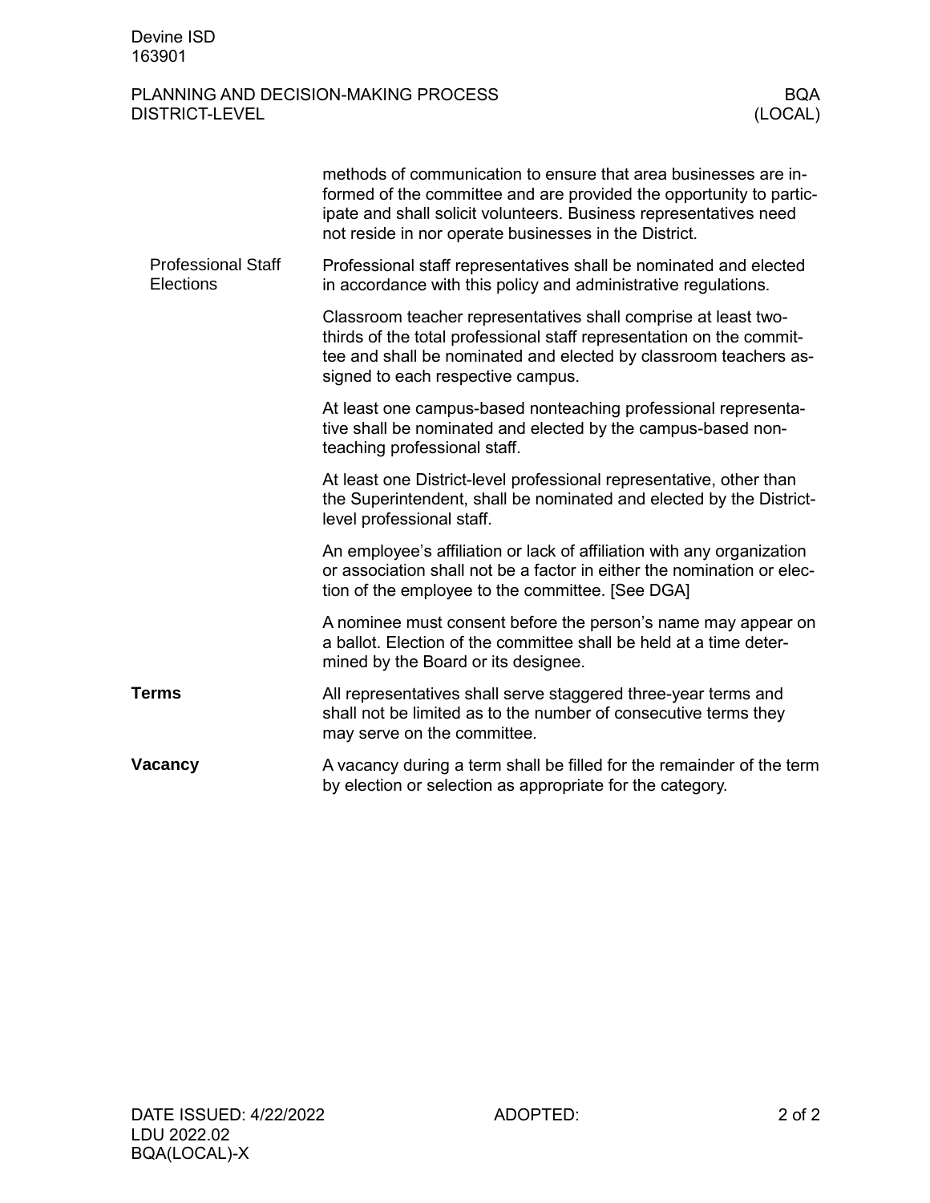methods of communication to ensure that area businesses are informed of the committee and are provided the opportunity to participate and shall solicit volunteers. Business representatives need not reside in nor operate businesses in the District.

### Professional Staff Elections

Professional staff representatives shall be nominated and elected in accordance with this policy and administrative regulations.

Classroom teacher representatives shall comprise at least two-thirds of the total professional staff representation on the committee and shall be nominated and elected by classroom teachers assigned to each respective campus.

At least one campus-based nonteaching professional representative shall be nominated and elected by the campus-based nonteaching professional staff.

At least one District-level professional representative, other than the Superintendent, shall be nominated and elected by the District-level professional staff.

An employee's affiliation or lack of affiliation with any organization or association shall not be a factor in either the nomination or election of the employee to the committee. [See DGA]

A nominee must consent before the person's name may appear on a ballot. Election of the committee shall be held at a time determined by the Board or its designee.

## Terms

All representatives shall serve staggered three-year terms and shall not be limited as to the number of consecutive terms they may serve on the committee.

## Vacancy

A vacancy during a term shall be filled for the remainder of the term by election or selection as appropriate for the category.